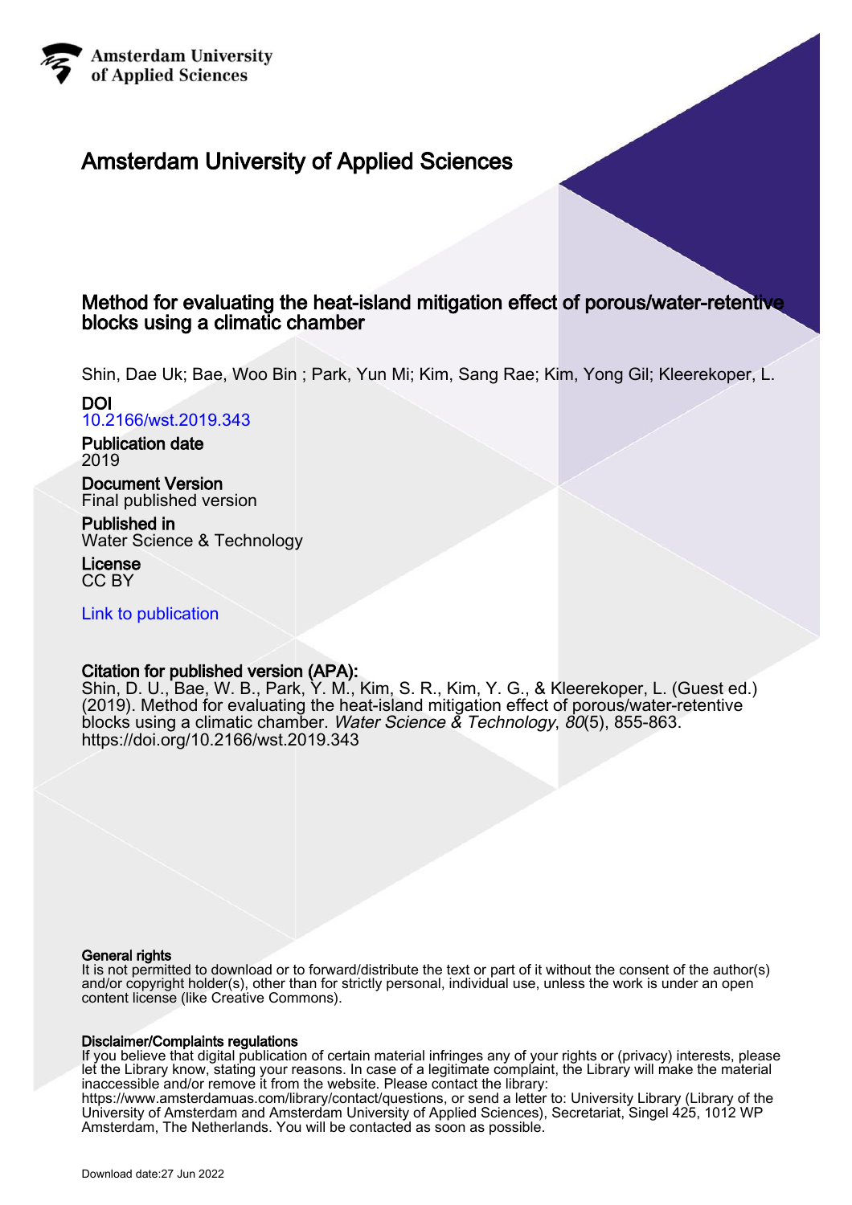Amsterdam University
of Applied Sciences

# Amsterdam University of Applied Sciences

## Method for evaluating the heat-island mitigation effect of porous/water-retentive blocks using a climatic chamber

Shin, Dae Uk; Bae, Woo Bin ; Park, Yun Mi; Kim, Sang Rae; Kim, Yong Gil; Kleerekoper, L.

**DOI**
10.2166/wst.2019.343

**Publication date**
2019

**Document Version**
Final published version

**Published in**
Water Science & Technology

**License**
CC BY

Link to publication

**Citation for published version (APA):**
Shin, D. U., Bae, W. B., Park, Y. M., Kim, S. R., Kim, Y. G., & Kleerekoper, L. (Guest ed.) (2019). Method for evaluating the heat-island mitigation effect of porous/water-retentive blocks using a climatic chamber. *Water Science & Technology*, *80*(5), 855-863. https://doi.org/10.2166/wst.2019.343

**General rights**
It is not permitted to download or to forward/distribute the text or part of it without the consent of the author(s) and/or copyright holder(s), other than for strictly personal, individual use, unless the work is under an open content license (like Creative Commons).

**Disclaimer/Complaints regulations**
If you believe that digital publication of certain material infringes any of your rights or (privacy) interests, please let the Library know, stating your reasons. In case of a legitimate complaint, the Library will make the material inaccessible and/or remove it from the website. Please contact the library: https://www.amsterdamuas.com/library/contact/questions, or send a letter to: University Library (Library of the University of Amsterdam and Amsterdam University of Applied Sciences), Secretariat, Singel 425, 1012 WP Amsterdam, The Netherlands. You will be contacted as soon as possible.

Download date:27 Jun 2022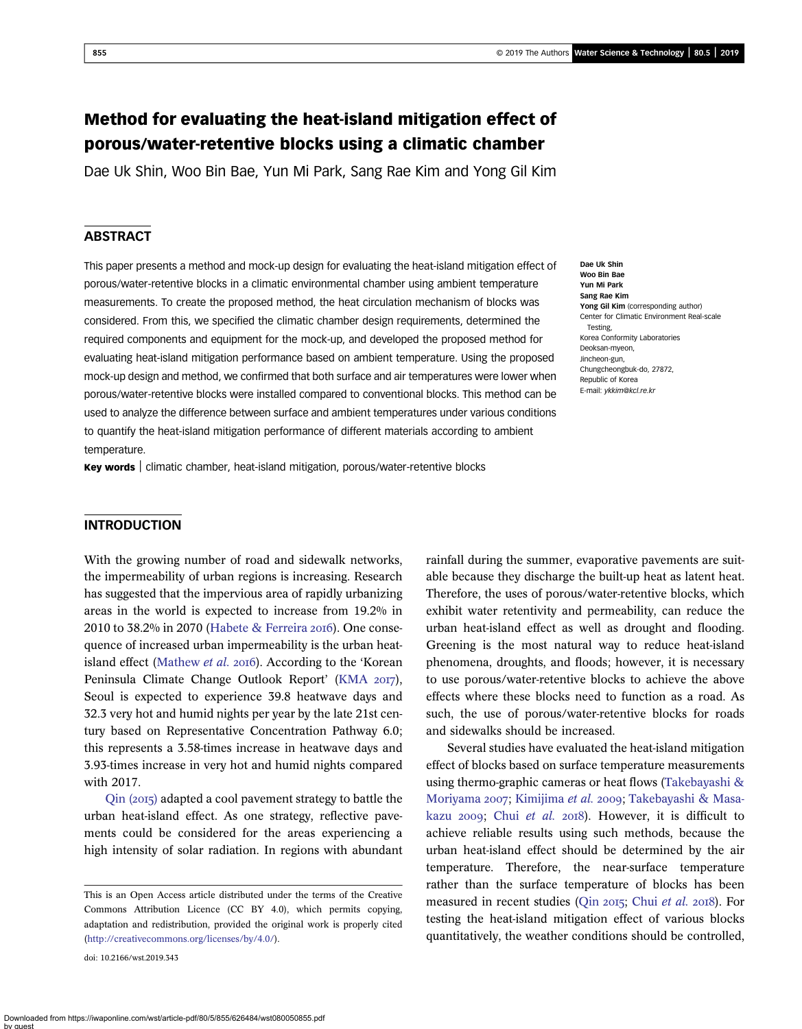# Method for evaluating the heat-island mitigation effect of porous/water-retentive blocks using a climatic chamber

Dae Uk Shin, Woo Bin Bae, Yun Mi Park, Sang Rae Kim and Yong Gil Kim

## ABSTRACT

This paper presents a method and mock-up design for evaluating the heat-island mitigation effect of porous/water-retentive blocks in a climatic environmental chamber using ambient temperature measurements. To create the proposed method, the heat circulation mechanism of blocks was considered. From this, we specified the climatic chamber design requirements, determined the required components and equipment for the mock-up, and developed the proposed method for evaluating heat-island mitigation performance based on ambient temperature. Using the proposed mock-up design and method, we confirmed that both surface and air temperatures were lower when porous/water-retentive blocks were installed compared to conventional blocks. This method can be used to analyze the difference between surface and ambient temperatures under various conditions to quantify the heat-island mitigation performance of different materials according to ambient temperature.

**Key words** | climatic chamber, heat-island mitigation, porous/water-retentive blocks

**Dae Uk Shin**
**Woo Bin Bae**
**Yun Mi Park**
**Sang Rae Kim**
**Yong Gil Kim** (corresponding author)
Center for Climatic Environment Real-scale Testing,
Korea Conformity Laboratories
Deoksan-myeon,
Jincheon-gun,
Chungcheongbuk-do, 27872,
Republic of Korea
E-mail: *ykkim@kcl.re.kr*

## INTRODUCTION

With the growing number of road and sidewalk networks, the impermeability of urban regions is increasing. Research has suggested that the impervious area of rapidly urbanizing areas in the world is expected to increase from 19.2% in 2010 to 38.2% in 2070 (Habete & Ferreira 2016). One consequence of increased urban impermeability is the urban heat-island effect (Mathew *et al.* 2016). According to the 'Korean Peninsula Climate Change Outlook Report' (KMA 2017), Seoul is expected to experience 39.8 heatwave days and 32.3 very hot and humid nights per year by the late 21st century based on Representative Concentration Pathway 6.0; this represents a 3.58-times increase in heatwave days and 3.93-times increase in very hot and humid nights compared with 2017.

Qin (2015) adapted a cool pavement strategy to battle the urban heat-island effect. As one strategy, reflective pavements could be considered for the areas experiencing a high intensity of solar radiation. In regions with abundant rainfall during the summer, evaporative pavements are suitable because they discharge the built-up heat as latent heat. Therefore, the uses of porous/water-retentive blocks, which exhibit water retentivity and permeability, can reduce the urban heat-island effect as well as drought and flooding. Greening is the most natural way to reduce heat-island phenomena, droughts, and floods; however, it is necessary to use porous/water-retentive blocks to achieve the above effects where these blocks need to function as a road. As such, the use of porous/water-retentive blocks for roads and sidewalks should be increased.

Several studies have evaluated the heat-island mitigation effect of blocks based on surface temperature measurements using thermo-graphic cameras or heat flows (Takebayashi & Moriyama 2007; Kimijima *et al.* 2009; Takebayashi & Masakazu 2009; Chui *et al.* 2018). However, it is difficult to achieve reliable results using such methods, because the urban heat-island effect should be determined by the air temperature. Therefore, the near-surface temperature rather than the surface temperature of blocks has been measured in recent studies (Qin 2015; Chui *et al.* 2018). For testing the heat-island mitigation effect of various blocks quantitatively, the weather conditions should be controlled,

This is an Open Access article distributed under the terms of the Creative Commons Attribution Licence (CC BY 4.0), which permits copying, adaptation and redistribution, provided the original work is properly cited (http://creativecommons.org/licenses/by/4.0/).

doi: 10.2166/wst.2019.343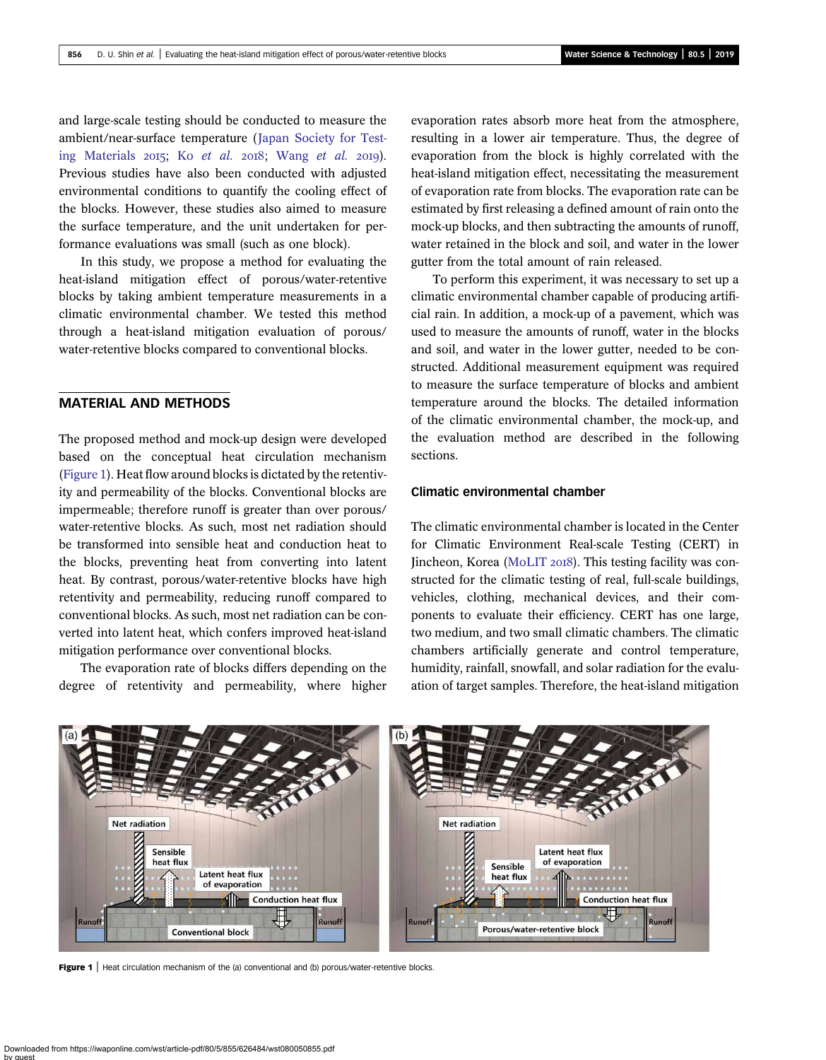and large-scale testing should be conducted to measure the ambient/near-surface temperature (Japan Society for Testing Materials 2015; Ko *et al.* 2018; Wang *et al.* 2019). Previous studies have also been conducted with adjusted environmental conditions to quantify the cooling effect of the blocks. However, these studies also aimed to measure the surface temperature, and the unit undertaken for performance evaluations was small (such as one block).

In this study, we propose a method for evaluating the heat-island mitigation effect of porous/water-retentive blocks by taking ambient temperature measurements in a climatic environmental chamber. We tested this method through a heat-island mitigation evaluation of porous/water-retentive blocks compared to conventional blocks.

## MATERIAL AND METHODS

The proposed method and mock-up design were developed based on the conceptual heat circulation mechanism (Figure 1). Heat flow around blocks is dictated by the retentivity and permeability of the blocks. Conventional blocks are impermeable; therefore runoff is greater than over porous/water-retentive blocks. As such, most net radiation should be transformed into sensible heat and conduction heat to the blocks, preventing heat from converting into latent heat. By contrast, porous/water-retentive blocks have high retentivity and permeability, reducing runoff compared to conventional blocks. As such, most net radiation can be converted into latent heat, which confers improved heat-island mitigation performance over conventional blocks.

The evaporation rate of blocks differs depending on the degree of retentivity and permeability, where higher evaporation rates absorb more heat from the atmosphere, resulting in a lower air temperature. Thus, the degree of evaporation from the block is highly correlated with the heat-island mitigation effect, necessitating the measurement of evaporation rate from blocks. The evaporation rate can be estimated by first releasing a defined amount of rain onto the mock-up blocks, and then subtracting the amounts of runoff, water retained in the block and soil, and water in the lower gutter from the total amount of rain released.

To perform this experiment, it was necessary to set up a climatic environmental chamber capable of producing artificial rain. In addition, a mock-up of a pavement, which was used to measure the amounts of runoff, water in the blocks and soil, and water in the lower gutter, needed to be constructed. Additional measurement equipment was required to measure the surface temperature of blocks and ambient temperature around the blocks. The detailed information of the climatic environmental chamber, the mock-up, and the evaluation method are described in the following sections.

### Climatic environmental chamber

The climatic environmental chamber is located in the Center for Climatic Environment Real-scale Testing (CERT) in Jincheon, Korea (MoLIT 2018). This testing facility was constructed for the climatic testing of real, full-scale buildings, vehicles, clothing, mechanical devices, and their components to evaluate their efficiency. CERT has one large, two medium, and two small climatic chambers. The climatic chambers artificially generate and control temperature, humidity, rainfall, snowfall, and solar radiation for the evaluation of target samples. Therefore, the heat-island mitigation

**Figure 1** | Heat circulation mechanism of the (a) conventional and (b) porous/water-retentive blocks.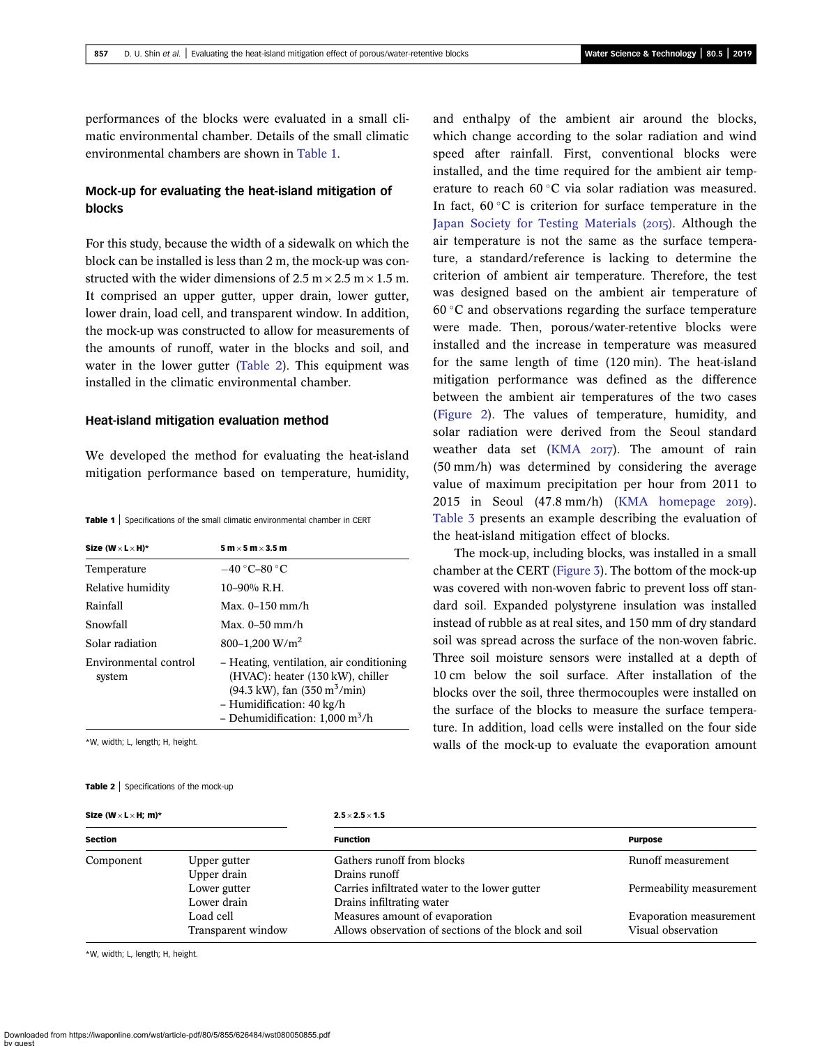performances of the blocks were evaluated in a small climatic environmental chamber. Details of the small climatic environmental chambers are shown in Table 1.

### Mock-up for evaluating the heat-island mitigation of blocks

For this study, because the width of a sidewalk on which the block can be installed is less than 2 m, the mock-up was constructed with the wider dimensions of 2.5 m × 2.5 m × 1.5 m. It comprised an upper gutter, upper drain, lower gutter, lower drain, load cell, and transparent window. In addition, the mock-up was constructed to allow for measurements of the amounts of runoff, water in the blocks and soil, and water in the lower gutter (Table 2). This equipment was installed in the climatic environmental chamber.

### Heat-island mitigation evaluation method

We developed the method for evaluating the heat-island mitigation performance based on temperature, humidity, and enthalpy of the ambient air around the blocks, which change according to the solar radiation and wind speed after rainfall. First, conventional blocks were installed, and the time required for the ambient air temperature to reach 60 °C via solar radiation was measured. In fact, 60 °C is criterion for surface temperature in the Japan Society for Testing Materials (2015). Although the air temperature is not the same as the surface temperature, a standard/reference is lacking to determine the criterion of ambient air temperature. Therefore, the test was designed based on the ambient air temperature of 60 °C and observations regarding the surface temperature were made. Then, porous/water-retentive blocks were installed and the increase in temperature was measured for the same length of time (120 min). The heat-island mitigation performance was defined as the difference between the ambient air temperatures of the two cases (Figure 2). The values of temperature, humidity, and solar radiation were derived from the Seoul standard weather data set (KMA 2017). The amount of rain (50 mm/h) was determined by considering the average value of maximum precipitation per hour from 2011 to 2015 in Seoul (47.8 mm/h) (KMA homepage 2019). Table 3 presents an example describing the evaluation of the heat-island mitigation effect of blocks.

The mock-up, including blocks, was installed in a small chamber at the CERT (Figure 3). The bottom of the mock-up was covered with non-woven fabric to prevent loss off standard soil. Expanded polystyrene insulation was installed instead of rubble as at real sites, and 150 mm of dry standard soil was spread across the surface of the non-woven fabric. Three soil moisture sensors were installed at a depth of 10 cm below the soil surface. After installation of the blocks over the soil, three thermocouples were installed on the surface of the blocks to measure the surface temperature. In addition, load cells were installed on the four side walls of the mock-up to evaluate the evaporation amount

**Table 1** | Specifications of the small climatic environmental chamber in CERT

| Size (W × L × H)* | 5 m × 5 m × 3.5 m |
|---|---|
| Temperature | −40 °C–80 °C |
| Relative humidity | 10–90% R.H. |
| Rainfall | Max. 0–150 mm/h |
| Snowfall | Max. 0–50 mm/h |
| Solar radiation | 800–1,200 W/m$^2$ |
| Environmental control system | – Heating, ventilation, air conditioning (HVAC): heater (130 kW), chiller (94.3 kW), fan (350 m$^3$/min)<br>– Humidification: 40 kg/h<br>– Dehumidification: 1,000 m$^3$/h |

*W, width; L, length; H, height.

**Table 2** | Specifications of the mock-up

| Size (W × L × H; m)* | | 2.5 × 2.5 × 1.5 | |
|---|---|---|---|
| **Section** | | **Function** | **Purpose** |
| Component | Upper gutter | Gathers runoff from blocks | Runoff measurement |
| | Upper drain | Drains runoff | |
| | Lower gutter | Carries infiltrated water to the lower gutter | Permeability measurement |
| | Lower drain | Drains infiltrating water | |
| | Load cell | Measures amount of evaporation | Evaporation measurement |
| | Transparent window | Allows observation of sections of the block and soil | Visual observation |

*W, width; L, length; H, height.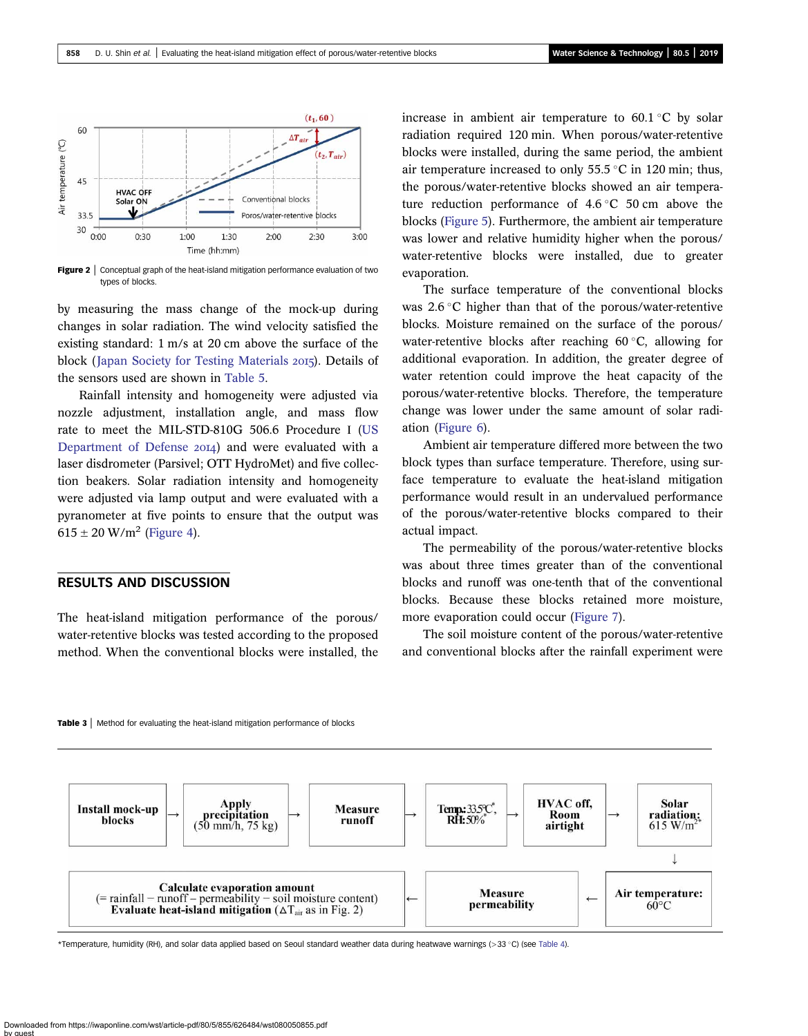Figure 2 | Conceptual graph of the heat-island mitigation performance evaluation of two types of blocks.

by measuring the mass change of the mock-up during changes in solar radiation. The wind velocity satisfied the existing standard: 1 m/s at 20 cm above the surface of the block (Japan Society for Testing Materials 2015). Details of the sensors used are shown in Table 5.

Rainfall intensity and homogeneity were adjusted via nozzle adjustment, installation angle, and mass flow rate to meet the MIL-STD-810G 506.6 Procedure I (US Department of Defense 2014) and were evaluated with a laser disdrometer (Parsivel; OTT HydroMet) and five collection beakers. Solar radiation intensity and homogeneity were adjusted via lamp output and were evaluated with a pyranometer at five points to ensure that the output was $615 \pm 20$ W/m$^2$ (Figure 4).

## RESULTS AND DISCUSSION

The heat-island mitigation performance of the porous/water-retentive blocks was tested according to the proposed method. When the conventional blocks were installed, the increase in ambient air temperature to 60.1 °C by solar radiation required 120 min. When porous/water-retentive blocks were installed, during the same period, the ambient air temperature increased to only 55.5 °C in 120 min; thus, the porous/water-retentive blocks showed an air temperature reduction performance of 4.6 °C 50 cm above the blocks (Figure 5). Furthermore, the ambient air temperature was lower and relative humidity higher when the porous/water-retentive blocks were installed, due to greater evaporation.

The surface temperature of the conventional blocks was 2.6 °C higher than that of the porous/water-retentive blocks. Moisture remained on the surface of the porous/water-retentive blocks after reaching 60 °C, allowing for additional evaporation. In addition, the greater degree of water retention could improve the heat capacity of the porous/water-retentive blocks. Therefore, the temperature change was lower under the same amount of solar radiation (Figure 6).

Ambient air temperature differed more between the two block types than surface temperature. Therefore, using surface temperature to evaluate the heat-island mitigation performance would result in an undervalued performance of the porous/water-retentive blocks compared to their actual impact.

The permeability of the porous/water-retentive blocks was about three times greater than of the conventional blocks and runoff was one-tenth that of the conventional blocks. Because these blocks retained more moisture, more evaporation could occur (Figure 7).

The soil moisture content of the porous/water-retentive and conventional blocks after the rainfall experiment were

Table 3 | Method for evaluating the heat-island mitigation performance of blocks

| Step | Description |
|---|---|
| 1 | Install mock-up blocks |
| 2 | Apply precipitation (50 mm/h, 75 kg) |
| 3 | Measure runoff |
| 4 | Temp: 33.5 °C*, RH: 50%* |
| 5 | HVAC off, Room airtight |
| 6 | Solar radiation: 615 W/m$^2$* |
| 7 | Air temperature: 60 °C |
| 8 | Measure permeability |
| 9 | Calculate evaporation amount (= rainfall − runoff − permeability − soil moisture content) Evaluate heat-island mitigation ($\Delta T_{air}$ as in Fig. 2) |

*Temperature, humidity (RH), and solar data applied based on Seoul standard weather data during heatwave warnings (>33 °C) (see Table 4).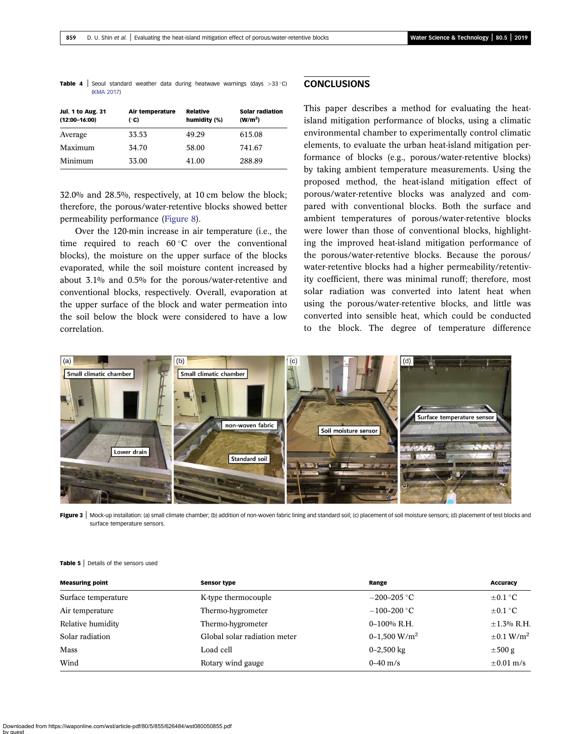**Table 4** | Seoul standard weather data during heatwave warnings (days >33 °C) (KMA 2017)

| Jul. 1 to Aug. 31 (12:00–16:00) | Air temperature (°C) | Relative humidity (%) | Solar radiation (W/m$^2$) |
|---|---|---|---|
| Average | 33.53 | 49.29 | 615.08 |
| Maximum | 34.70 | 58.00 | 741.67 |
| Minimum | 33.00 | 41.00 | 288.89 |

32.0% and 28.5%, respectively, at 10 cm below the block; therefore, the porous/water-retentive blocks showed better permeability performance (Figure 8).

Over the 120-min increase in air temperature (i.e., the time required to reach 60 °C over the conventional blocks), the moisture on the upper surface of the blocks evaporated, while the soil moisture content increased by about 3.1% and 0.5% for the porous/water-retentive and conventional blocks, respectively. Overall, evaporation at the upper surface of the block and water permeation into the soil below the block were considered to have a low correlation.

## CONCLUSIONS

This paper describes a method for evaluating the heat-island mitigation performance of blocks, using a climatic environmental chamber to experimentally control climatic elements, to evaluate the urban heat-island mitigation performance of blocks (e.g., porous/water-retentive blocks) by taking ambient temperature measurements. Using the proposed method, the heat-island mitigation effect of porous/water-retentive blocks was analyzed and compared with conventional blocks. Both the surface and ambient temperatures of porous/water-retentive blocks were lower than those of conventional blocks, highlighting the improved heat-island mitigation performance of the porous/water-retentive blocks. Because the porous/water-retentive blocks had a higher permeability/retentivity coefficient, there was minimal runoff; therefore, most solar radiation was converted into latent heat when using the porous/water-retentive blocks, and little was converted into sensible heat, which could be conducted to the block. The degree of temperature difference

Figure 3 | Mock-up installation: (a) small climate chamber; (b) addition of non-woven fabric lining and standard soil; (c) placement of soil moisture sensors; (d) placement of test blocks and surface temperature sensors.

**Table 5** | Details of the sensors used

| Measuring point | Sensor type | Range | Accuracy |
|---|---|---|---|
| Surface temperature | K-type thermocouple | −200–205 °C | ±0.1 °C |
| Air temperature | Thermo-hygrometer | −100–200 °C | ±0.1 °C |
| Relative humidity | Thermo-hygrometer | 0–100% R.H. | ±1.3% R.H. |
| Solar radiation | Global solar radiation meter | 0–1,500 W/m$^2$ | ±0.1 W/m$^2$ |
| Mass | Load cell | 0–2,500 kg | ±500 g |
| Wind | Rotary wind gauge | 0–40 m/s | ±0.01 m/s |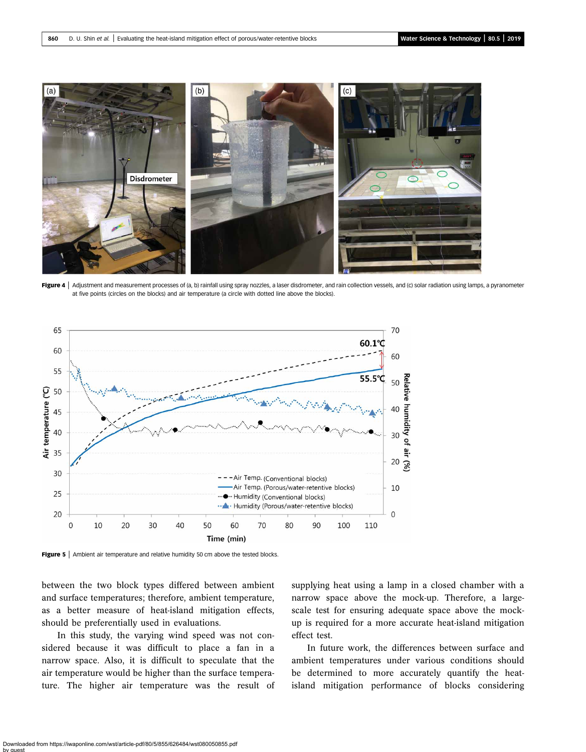Figure 4 | Adjustment and measurement processes of (a, b) rainfall using spray nozzles, a laser disdrometer, and rain collection vessels, and (c) solar radiation using lamps, a pyranometer at five points (circles on the blocks) and air temperature (a circle with dotted line above the blocks).

Figure 5 | Ambient air temperature and relative humidity 50 cm above the tested blocks.

between the two block types differed between ambient and surface temperatures; therefore, ambient temperature, as a better measure of heat-island mitigation effects, should be preferentially used in evaluations.

In this study, the varying wind speed was not considered because it was difficult to place a fan in a narrow space. Also, it is difficult to speculate that the air temperature would be higher than the surface temperature. The higher air temperature was the result of supplying heat using a lamp in a closed chamber with a narrow space above the mock-up. Therefore, a large-scale test for ensuring adequate space above the mock-up is required for a more accurate heat-island mitigation effect test.

In future work, the differences between surface and ambient temperatures under various conditions should be determined to more accurately quantify the heat-island mitigation performance of blocks considering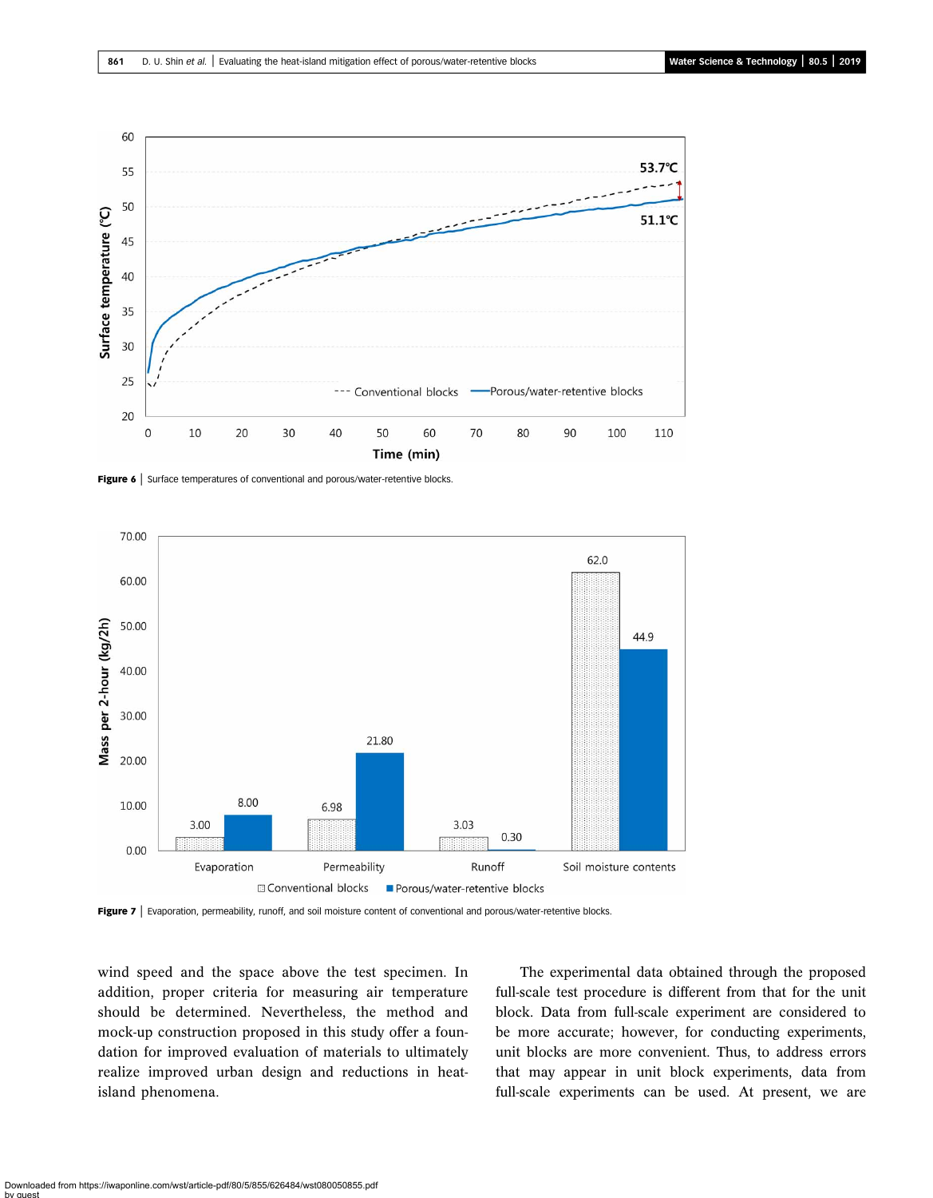Figure 6 | Surface temperatures of conventional and porous/water-retentive blocks.

Figure 7 | Evaporation, permeability, runoff, and soil moisture content of conventional and porous/water-retentive blocks.

wind speed and the space above the test specimen. In addition, proper criteria for measuring air temperature should be determined. Nevertheless, the method and mock-up construction proposed in this study offer a foundation for improved evaluation of materials to ultimately realize improved urban design and reductions in heat-island phenomena.

The experimental data obtained through the proposed full-scale test procedure is different from that for the unit block. Data from full-scale experiment are considered to be more accurate; however, for conducting experiments, unit blocks are more convenient. Thus, to address errors that may appear in unit block experiments, data from full-scale experiments can be used. At present, we are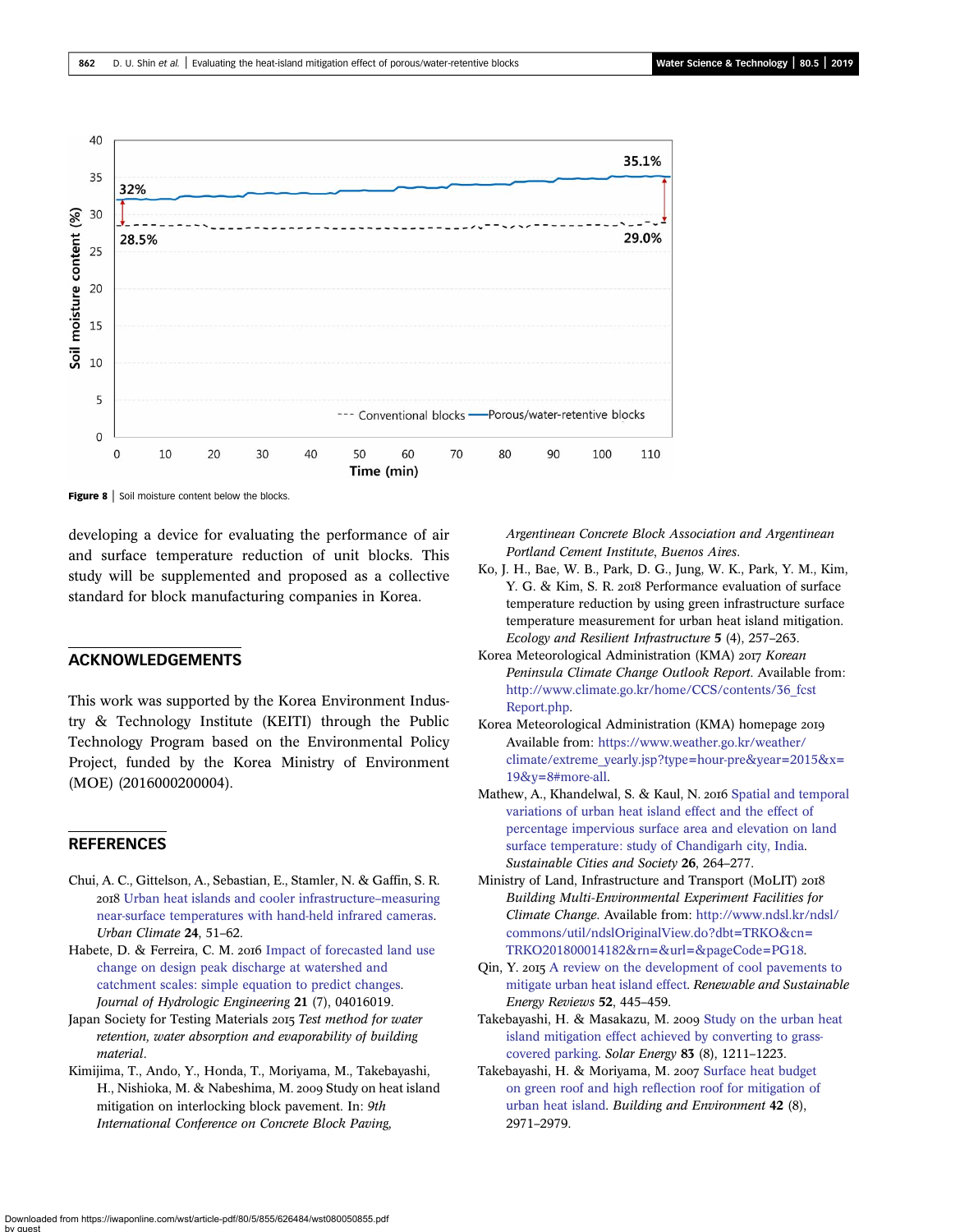Figure 8 | Soil moisture content below the blocks.

developing a device for evaluating the performance of air and surface temperature reduction of unit blocks. This study will be supplemented and proposed as a collective standard for block manufacturing companies in Korea.

## ACKNOWLEDGEMENTS

This work was supported by the Korea Environment Industry & Technology Institute (KEITI) through the Public Technology Program based on the Environmental Policy Project, funded by the Korea Ministry of Environment (MOE) (2016000200004).

## REFERENCES

Chui, A. C., Gittelson, A., Sebastian, E., Stamler, N. & Gaffin, S. R. 2018 Urban heat islands and cooler infrastructure–measuring near-surface temperatures with hand-held infrared cameras. *Urban Climate* **24**, 51–62.

Habete, D. & Ferreira, C. M. 2016 Impact of forecasted land use change on design peak discharge at watershed and catchment scales: simple equation to predict changes. *Journal of Hydrologic Engineering* **21** (7), 04016019.

Japan Society for Testing Materials 2015 *Test method for water retention, water absorption and evaporability of building material*.

Kimijima, T., Ando, Y., Honda, T., Moriyama, M., Takebayashi, H., Nishioka, M. & Nabeshima, M. 2009 Study on heat island mitigation on interlocking block pavement. In: *9th International Conference on Concrete Block Paving, Argentinean Concrete Block Association and Argentinean Portland Cement Institute, Buenos Aires*.

Ko, J. H., Bae, W. B., Park, D. G., Jung, W. K., Park, Y. M., Kim, Y. G. & Kim, S. R. 2018 Performance evaluation of surface temperature reduction by using green infrastructure surface temperature measurement for urban heat island mitigation. *Ecology and Resilient Infrastructure* **5** (4), 257–263.

Korea Meteorological Administration (KMA) 2017 *Korean Peninsula Climate Change Outlook Report*. Available from: http://www.climate.go.kr/home/CCS/contents/36_fcst Report.php.

Korea Meteorological Administration (KMA) homepage 2019 Available from: https://www.weather.go.kr/weather/climate/extreme_yearly.jsp?type=hour-pre&year=2015&x=19&y=8#more-all.

Mathew, A., Khandelwal, S. & Kaul, N. 2016 Spatial and temporal variations of urban heat island effect and the effect of percentage impervious surface area and elevation on land surface temperature: study of Chandigarh city, India. *Sustainable Cities and Society* **26**, 264–277.

Ministry of Land, Infrastructure and Transport (MoLIT) 2018 *Building Multi-Environmental Experiment Facilities for Climate Change*. Available from: http://www.ndsl.kr/ndsl/commons/util/ndslOriginalView.do?dbt=TRKO&cn=TRKO201800014182&rn=&url=&pageCode=PG18.

Qin, Y. 2015 A review on the development of cool pavements to mitigate urban heat island effect. *Renewable and Sustainable Energy Reviews* **52**, 445–459.

Takebayashi, H. & Masakazu, M. 2009 Study on the urban heat island mitigation effect achieved by converting to grass-covered parking. *Solar Energy* **83** (8), 1211–1223.

Takebayashi, H. & Moriyama, M. 2007 Surface heat budget on green roof and high reflection roof for mitigation of urban heat island. *Building and Environment* **42** (8), 2971–2979.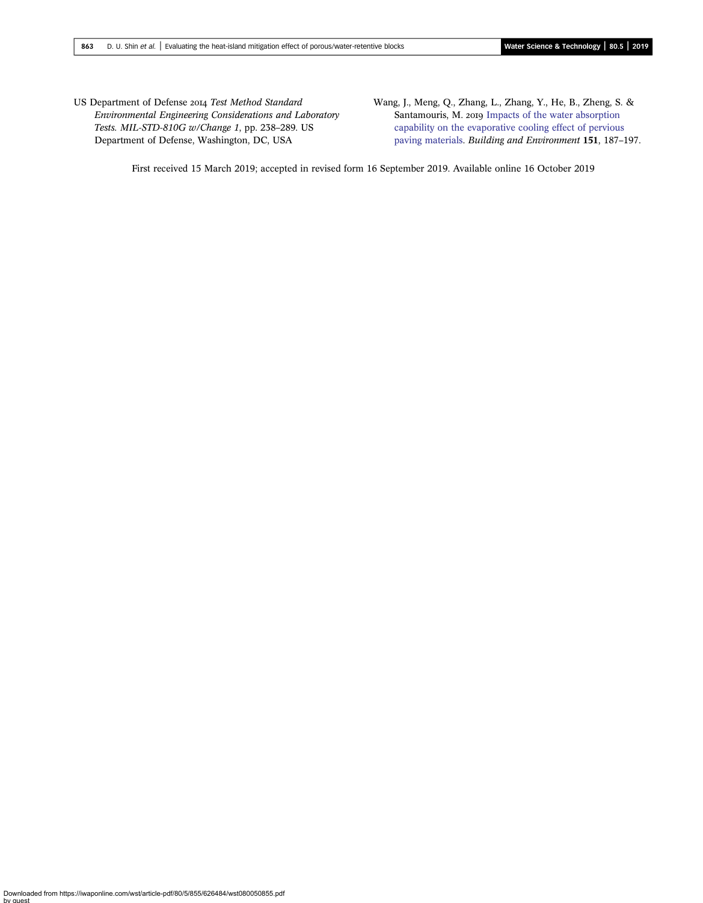US Department of Defense 2014 *Test Method Standard Environmental Engineering Considerations and Laboratory Tests. MIL-STD-810G w/Change 1*, pp. 238–289. US Department of Defense, Washington, DC, USA

Wang, J., Meng, Q., Zhang, L., Zhang, Y., He, B., Zheng, S. & Santamouris, M. 2019 Impacts of the water absorption capability on the evaporative cooling effect of pervious paving materials. *Building and Environment* **151**, 187–197.

First received 15 March 2019; accepted in revised form 16 September 2019. Available online 16 October 2019